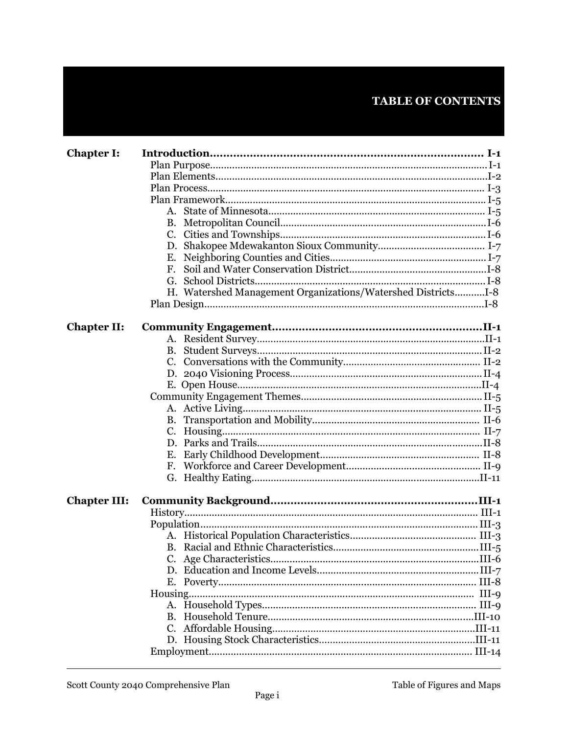# TABLE OF CONTENTS

**Chapter I: Introduction.................................................................................. I-1**

Plan Purpose.................................................................................................. I-1
Plan Elements.................................................................................................I-2
Plan Process................................................................................................... I-3
Plan Framework............................................................................................. I-5
- A. State of Minnesota............................................................................ I-5
- B. Metropolitan Council.........................................................................I-6
- C. Cities and Townships.........................................................................I-6
- D. Shakopee Mdewakanton Sioux Community....................................... I-7
- E. Neighboring Counties and Cities........................................................I-7
- F. Soil and Water Conservation District.................................................I-8
- G. School Districts..................................................................................I-8
- H. Watershed Management Organizations/Watershed Districts...........I-8

Plan Design....................................................................................................I-8

**Chapter II: Community Engagement...............................................................II-1**

- A. Resident Survey.................................................................................II-1
- B. Student Surveys.................................................................................II-2
- C. Conversations with the Community................................................. II-2
- D. 2040 Visioning Process.....................................................................II-4
- E. Open House.......................................................................................II-4

Community Engagement Themes.................................................................II-5
- A. Active Living..................................................................................... II-5
- B. Transportation and Mobility............................................................ II-6
- C. Housing............................................................................................ II-7
- D. Parks and Trails................................................................................II-8
- E. Early Childhood Development......................................................... II-8
- F. Workforce and Career Development................................................ II-9
- G. Healthy Eating.................................................................................II-11

**Chapter III: Community Background.............................................................III-1**

History........................................................................................................ III-1
Population...................................................................................................III-3
- A. Historical Population Characteristics............................................. III-3
- B. Racial and Ethnic Characteristics....................................................III-5
- C. Age Characteristics...........................................................................III-6
- D. Education and Income Levels..........................................................III-7
- E. Poverty............................................................................................ III-8

Housing...................................................................................................... III-9
- A. Household Types............................................................................. III-9
- B. Household Tenure..........................................................................III-10
- C. Affordable Housing........................................................................III-11
- D. Housing Stock Characteristics........................................................III-11

Employment.............................................................................................. III-14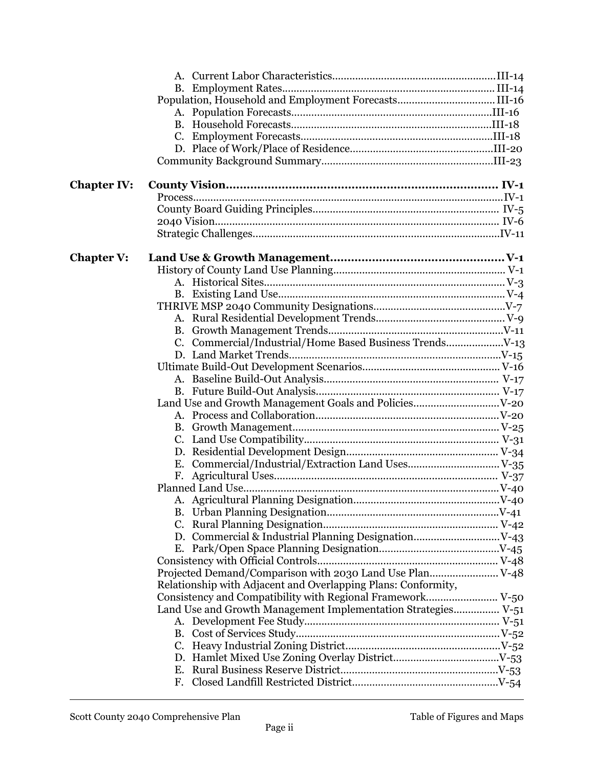A. Current Labor Characteristics........................................................III-14
B. Employment Rates........................................................................ III-14

Population, Household and Employment Forecasts................................. III-16

A. Population Forecasts....................................................................III-16
B. Household Forecasts.....................................................................III-18
C. Employment Forecasts.................................................................III-18
D. Place of Work/Place of Residence.................................................III-20

Community Background Summary..........................................................III-23

**Chapter IV: County Vision............................................................................ IV-1**

Process..........................................................................................................IV-1
County Board Guiding Principles............................................................... IV-5
2040 Vision................................................................................................. IV-6
Strategic Challenges....................................................................................IV-11

**Chapter V: Land Use & Growth Management............................................... V-1**

History of County Land Use Planning........................................................... V-1

A. Historical Sites.................................................................................. V-3
B. Existing Land Use............................................................................. V-4

THRIVE MSP 2040 Community Designations.............................................V-7

A. Rural Residential Development Trends............................................ V-9
B. Growth Management Trends............................................................V-11
C. Commercial/Industrial/Home Based Business Trends...................V-13
D. Land Market Trends.........................................................................V-15

Ultimate Build-Out Development Scenarios............................................... V-16

A. Baseline Build-Out Analysis............................................................ V-17
B. Future Build-Out Analysis............................................................... V-17

Land Use and Growth Management Goals and Policies.............................V-20

A. Process and Collaboration...............................................................V-20
B. Growth Management....................................................................... V-25
C. Land Use Compatibility................................................................... V-31
D. Residential Development Design.................................................... V-34
E. Commercial/Industrial/Extraction Land Uses................................ V-35
F. Agricultural Uses............................................................................. V-37

Planned Land Use.......................................................................................V-40

A. Agricultural Planning Designation..................................................V-40
B. Urban Planning Designation...........................................................V-41
C. Rural Planning Designation............................................................ V-42
D. Commercial & Industrial Planning Designation.............................V-43
E. Park/Open Space Planning Designation.........................................V-45

Consistency with Official Controls.............................................................. V-48
Projected Demand/Comparison with 2030 Land Use Plan........................ V-48
Relationship with Adjacent and Overlapping Plans: Conformity, Consistency and Compatibility with Regional Framework......................... V-50
Land Use and Growth Management Implementation Strategies................ V-51

A. Development Fee Study................................................................... V-51
B. Cost of Services Study......................................................................V-52
C. Heavy Industrial Zoning District.....................................................V-52
D. Hamlet Mixed Use Zoning Overlay District....................................V-53
E. Rural Business Reserve District......................................................V-53
F. Closed Landfill Restricted District..................................................V-54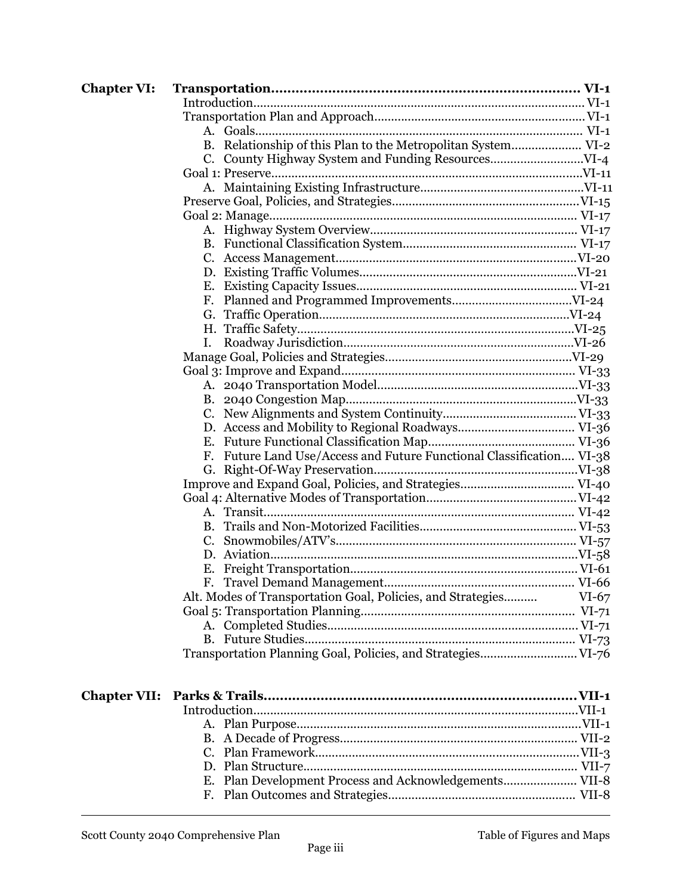**Chapter VI: Transportation........................................................................ VI-1**

Introduction........................................................................................ VI-1

Transportation Plan and Approach.............................................................. VI-1

- A. Goals.............................................................................................. VI-1
- B. Relationship of this Plan to the Metropolitan System.................... VI-2
- C. County Highway System and Funding Resources........................... VI-4

Goal 1: Preserve........................................................................................ VI-11

- A. Maintaining Existing Infrastructure................................................. VI-11

Preserve Goal, Policies, and Strategies...................................................... VI-15

Goal 2: Manage.......................................................................................... VI-17

- A. Highway System Overview............................................................ VI-17
- B. Functional Classification System.................................................. VI-17
- C. Access Management...................................................................... VI-20
- D. Existing Traffic Volumes................................................................ VI-21
- E. Existing Capacity Issues................................................................ VI-21
- F. Planned and Programmed Improvements..................................... VI-24
- G. Traffic Operation.......................................................................... VI-24
- H. Traffic Safety................................................................................ VI-25
- I. Roadway Jurisdiction...................................................................... VI-26

Manage Goal, Policies and Strategies......................................................... VI-29

Goal 3: Improve and Expand..................................................................... VI-33

- A. 2040 Transportation Model........................................................... VI-33
- B. 2040 Congestion Map................................................................... VI-33
- C. New Alignments and System Continuity........................................ VI-33
- D. Access and Mobility to Regional Roadways.................................. VI-36
- E. Future Functional Classification Map........................................... VI-36
- F. Future Land Use/Access and Future Functional Classification.... VI-38
- G. Right-Of-Way Preservation............................................................ VI-38

Improve and Expand Goal, Policies, and Strategies.................................. VI-40

Goal 4: Alternative Modes of Transportation............................................ VI-42

- A. Transit........................................................................................... VI-42
- B. Trails and Non-Motorized Facilities.............................................. VI-53
- C. Snowmobiles/ATV's...................................................................... VI-57
- D. Aviation......................................................................................... VI-58
- E. Freight Transportation.................................................................. VI-61
- F. Travel Demand Management........................................................ VI-66

Alt. Modes of Transportation Goal, Policies, and Strategies.......... VI-67

Goal 5: Transportation Planning............................................................... VI-71

- A. Completed Studies........................................................................ VI-71
- B. Future Studies............................................................................... VI-73

Transportation Planning Goal, Policies, and Strategies............................ VI-76

**Chapter VII: Parks & Trails........................................................................ VII-1**

Introduction............................................................................................... VII-1

- A. Plan Purpose.................................................................................. VII-1
- B. A Decade of Progress..................................................................... VII-2
- C. Plan Framework............................................................................. VII-3
- D. Plan Structure................................................................................ VII-7
- E. Plan Development Process and Acknowledgements...................... VII-8
- F. Plan Outcomes and Strategies........................................................ VII-8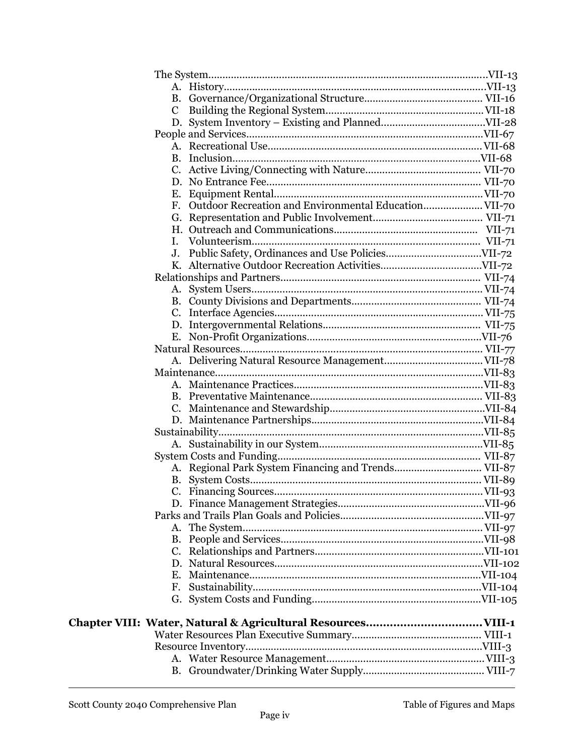The System.....VII-13

- A. History.....VII-13
- B. Governance/Organizational Structure..... VII-16
- C Building the Regional System.....VII-18
- D. System Inventory – Existing and Planned.....VII-28

People and Services.....VII-67

- A. Recreational Use.....VII-68
- B. Inclusion.....VII-68
- C. Active Living/Connecting with Nature..... VII-70
- D. No Entrance Fee..... VII-70
- E. Equipment Rental.....VII-70
- F. Outdoor Recreation and Environmental Education.....VII-70
- G. Representation and Public Involvement..... VII-71
- H. Outreach and Communications..... VII-71
- I. Volunteerism..... VII-71
- J. Public Safety, Ordinances and Use Policies.....VII-72
- K. Alternative Outdoor Recreation Activities.....VII-72

Relationships and Partners..... VII-74

- A. System Users.....VII-74
- B. County Divisions and Departments..... VII-74
- C. Interface Agencies.....VII-75
- D. Intergovernmental Relations..... VII-75
- E. Non-Profit Organizations.....VII-76

Natural Resources..... VII-77

- A. Delivering Natural Resource Management.....VII-78

Maintenance.....VII-83

- A. Maintenance Practices.....VII-83
- B. Preventative Maintenance..... VII-83
- C. Maintenance and Stewardship.....VII-84
- D. Maintenance Partnerships.....VII-84

Sustainability.....VII-85

- A. Sustainability in our System.....VII-85

System Costs and Funding..... VII-87

- A. Regional Park System Financing and Trends..... VII-87
- B. System Costs.....VII-89
- C. Financing Sources.....VII-93
- D. Finance Management Strategies.....VII-96

Parks and Trails Plan Goals and Policies.....VII-97

- A. The System.....VII-97
- B. People and Services.....VII-98
- C. Relationships and Partners.....VII-101
- D. Natural Resources.....VII-102
- E. Maintenance.....VII-104
- F. Sustainability.....VII-104
- G. System Costs and Funding.....VII-105

**Chapter VIII: Water, Natural & Agricultural Resources.....VIII-1**

Water Resources Plan Executive Summary..... VIII-1

Resource Inventory.....VIII-3

- A. Water Resource Management.....VIII-3
- B. Groundwater/Drinking Water Supply..... VIII-7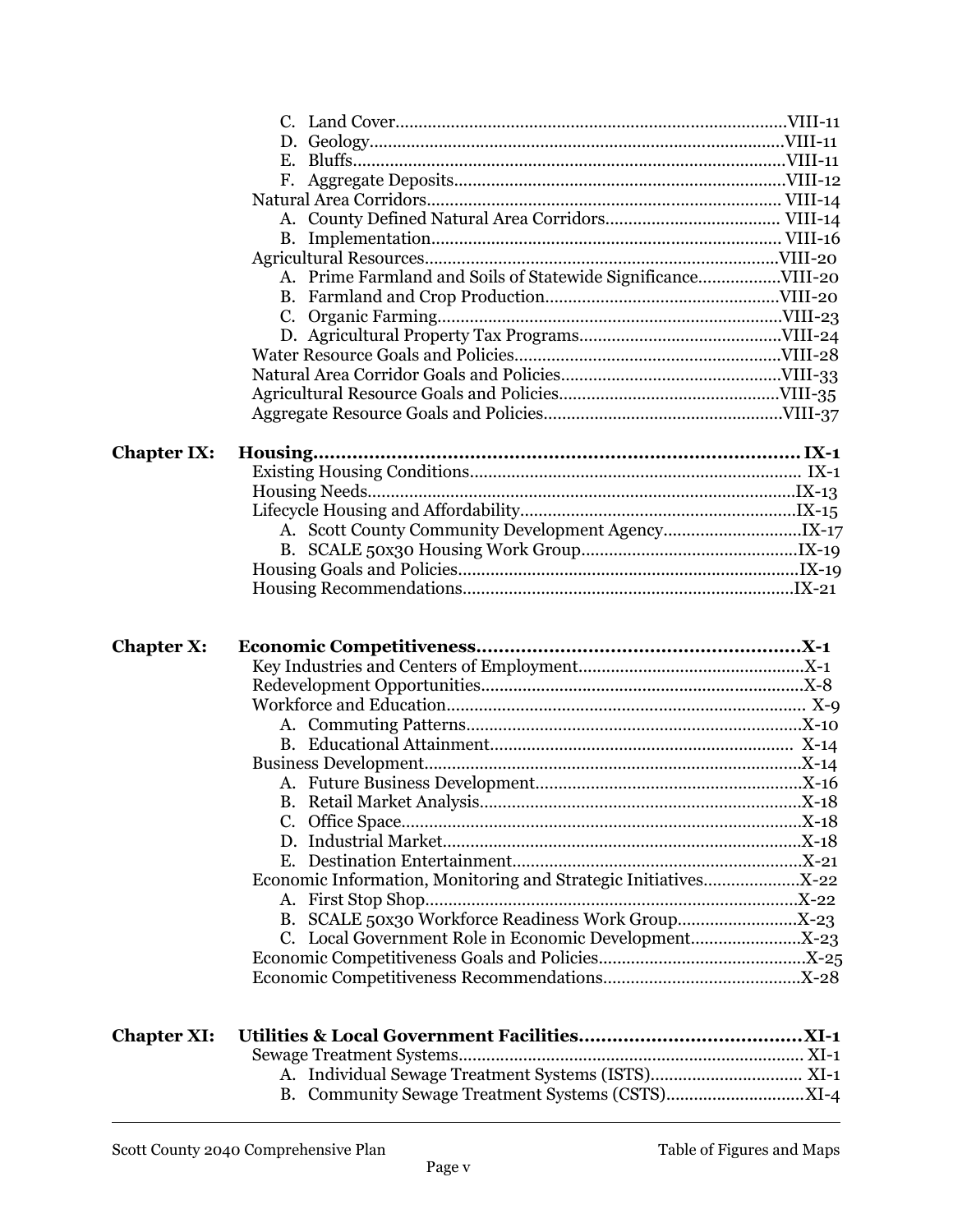C. Land Cover....................................................................................VIII-11
D. Geology.........................................................................................VIII-11
E. Bluffs.............................................................................................VIII-11
F. Aggregate Deposits.......................................................................VIII-12

Natural Area Corridors............................................................................ VIII-14
A. County Defined Natural Area Corridors...................................... VIII-14
B. Implementation........................................................................... VIII-16

Agricultural Resources............................................................................VIII-20
A. Prime Farmland and Soils of Statewide Significance..................VIII-20
B. Farmland and Crop Production..................................................VIII-20
C. Organic Farming..........................................................................VIII-23
D. Agricultural Property Tax Programs...........................................VIII-24

Water Resource Goals and Policies.........................................................VIII-28
Natural Area Corridor Goals and Policies...............................................VIII-33
Agricultural Resource Goals and Policies...............................................VIII-35
Aggregate Resource Goals and Policies...................................................VIII-37

**Chapter IX: Housing....................................................................................... IX-1**

Existing Housing Conditions....................................................................... IX-1
Housing Needs............................................................................................IX-13
Lifecycle Housing and Affordability............................................................IX-15
A. Scott County Community Development Agency.............................IX-17
B. SCALE 50x30 Housing Work Group...............................................IX-19

Housing Goals and Policies.........................................................................IX-19
Housing Recommendations.......................................................................IX-21

**Chapter X: Economic Competitiveness..........................................................X-1**

Key Industries and Centers of Employment................................................X-1
Redevelopment Opportunities.....................................................................X-8
Workforce and Education............................................................................. X-9
A. Commuting Patterns.......................................................................X-10
B. Educational Attainment................................................................. X-14

Business Development.................................................................................X-14
A. Future Business Development.........................................................X-16
B. Retail Market Analysis.....................................................................X-18
C. Office Space.....................................................................................X-18
D. Industrial Market.............................................................................X-18
E. Destination Entertainment..............................................................X-21

Economic Information, Monitoring and Strategic Initiatives....................X-22
A. First Stop Shop................................................................................X-22
B. SCALE 50x30 Workforce Readiness Work Group..........................X-23
C. Local Government Role in Economic Development.......................X-23

Economic Competitiveness Goals and Policies............................................X-25
Economic Competitiveness Recommendations...........................................X-28

**Chapter XI: Utilities & Local Government Facilities.......................................XI-1**

Sewage Treatment Systems.......................................................................... XI-1
A. Individual Sewage Treatment Systems (ISTS)................................ XI-1
B. Community Sewage Treatment Systems (CSTS).............................XI-4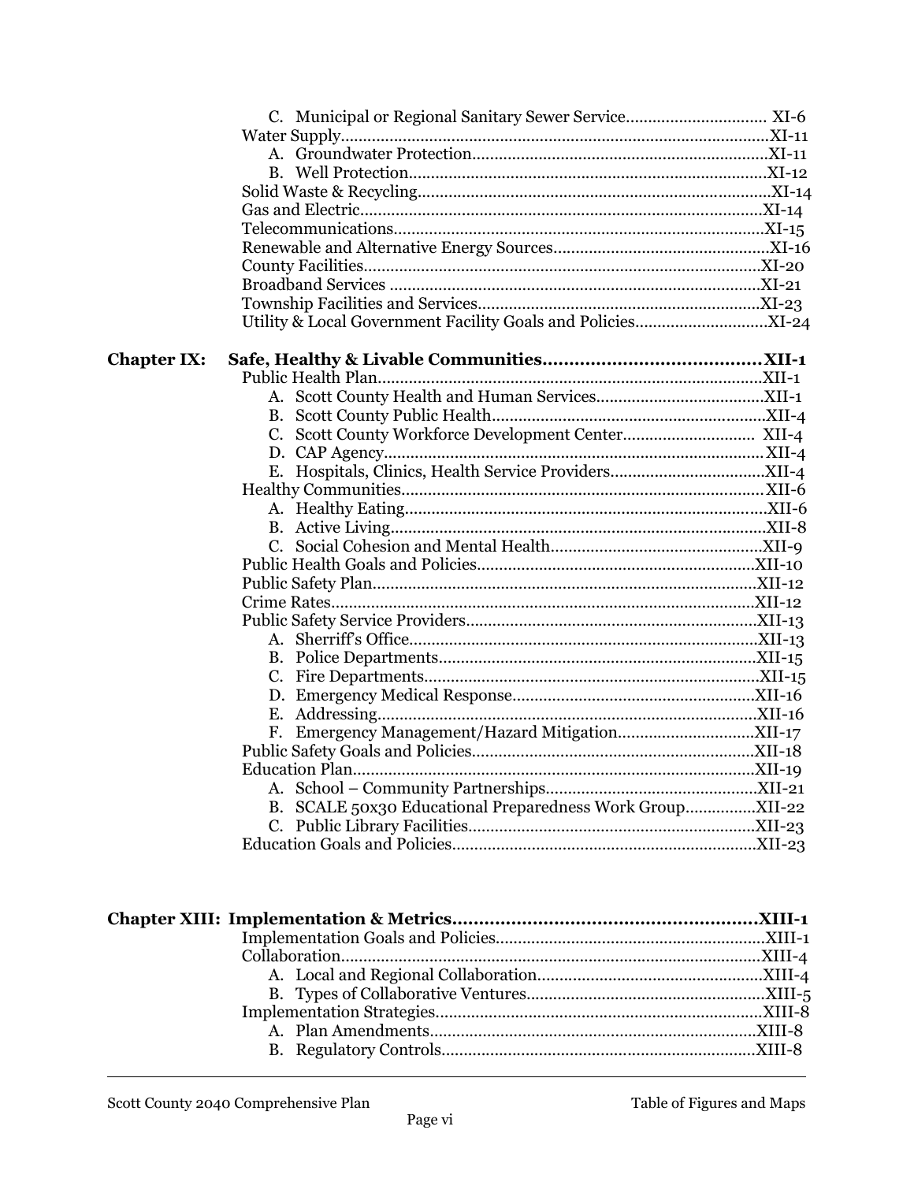- C. Municipal or Regional Sanitary Sewer Service ..... XI-6
- Water Supply ..... XI-11
  - A. Groundwater Protection ..... XI-11
  - B. Well Protection ..... XI-12
- Solid Waste & Recycling ..... XI-14
- Gas and Electric ..... XI-14
- Telecommunications ..... XI-15
- Renewable and Alternative Energy Sources ..... XI-16
- County Facilities ..... XI-20
- Broadband Services ..... XI-21
- Township Facilities and Services ..... XI-23
- Utility & Local Government Facility Goals and Policies ..... XI-24

**Chapter IX: Safe, Healthy & Livable Communities ..... XII-1**

- Public Health Plan ..... XII-1
  - A. Scott County Health and Human Services ..... XII-1
  - B. Scott County Public Health ..... XII-4
  - C. Scott County Workforce Development Center ..... XII-4
  - D. CAP Agency ..... XII-4
  - E. Hospitals, Clinics, Health Service Providers ..... XII-4
- Healthy Communities ..... XII-6
  - A. Healthy Eating ..... XII-6
  - B. Active Living ..... XII-8
  - C. Social Cohesion and Mental Health ..... XII-9
- Public Health Goals and Policies ..... XII-10
- Public Safety Plan ..... XII-12
- Crime Rates ..... XII-12
- Public Safety Service Providers ..... XII-13
  - A. Sherriff's Office ..... XII-13
  - B. Police Departments ..... XII-15
  - C. Fire Departments ..... XII-15
  - D. Emergency Medical Response ..... XII-16
  - E. Addressing ..... XII-16
  - F. Emergency Management/Hazard Mitigation ..... XII-17
- Public Safety Goals and Policies ..... XII-18
- Education Plan ..... XII-19
  - A. School – Community Partnerships ..... XII-21
  - B. SCALE 50x30 Educational Preparedness Work Group ..... XII-22
  - C. Public Library Facilities ..... XII-23
- Education Goals and Policies ..... XII-23

**Chapter XIII: Implementation & Metrics ..... XIII-1**

- Implementation Goals and Policies ..... XIII-1
- Collaboration ..... XIII-4
  - A. Local and Regional Collaboration ..... XIII-4
  - B. Types of Collaborative Ventures ..... XIII-5
- Implementation Strategies ..... XIII-8
  - A. Plan Amendments ..... XIII-8
  - B. Regulatory Controls ..... XIII-8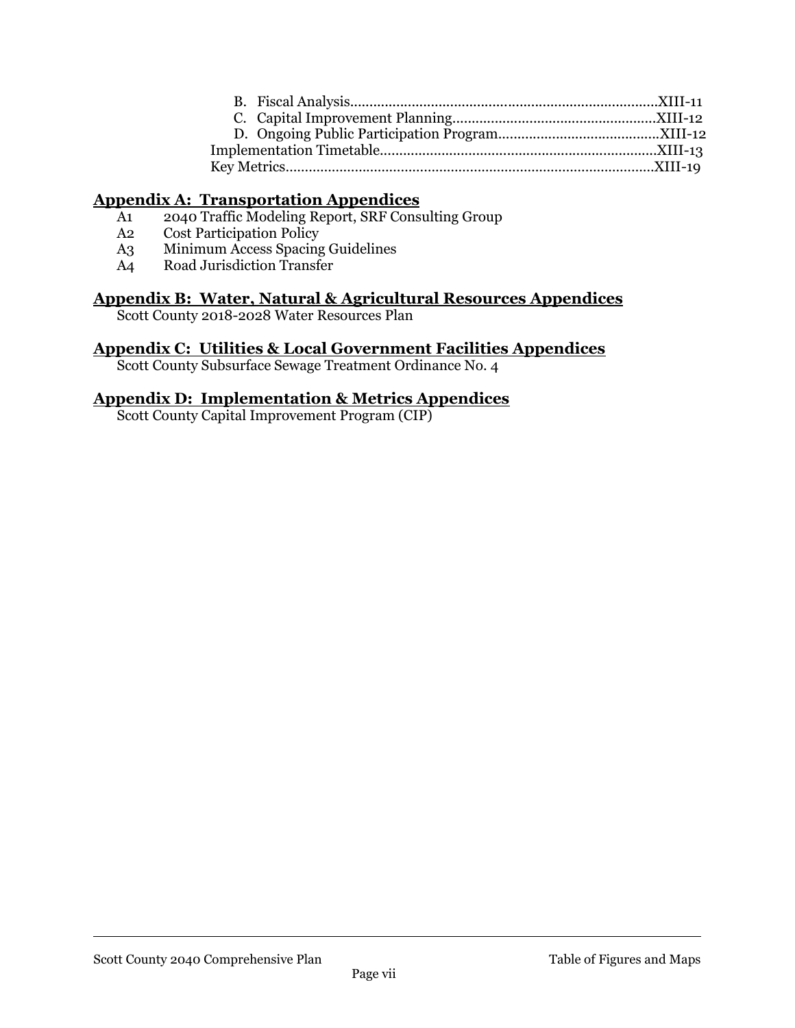B. Fiscal Analysis..............................................................................XIII-11
C. Capital Improvement Planning....................................................XIII-12
D. Ongoing Public Participation Program..........................................XIII-12

Implementation Timetable.......................................................................XIII-13
Key Metrics................................................................................................XIII-19

## Appendix A: Transportation Appendices

- A1 2040 Traffic Modeling Report, SRF Consulting Group
- A2 Cost Participation Policy
- A3 Minimum Access Spacing Guidelines
- A4 Road Jurisdiction Transfer

## Appendix B: Water, Natural & Agricultural Resources Appendices

Scott County 2018-2028 Water Resources Plan

## Appendix C: Utilities & Local Government Facilities Appendices

Scott County Subsurface Sewage Treatment Ordinance No. 4

## Appendix D: Implementation & Metrics Appendices

Scott County Capital Improvement Program (CIP)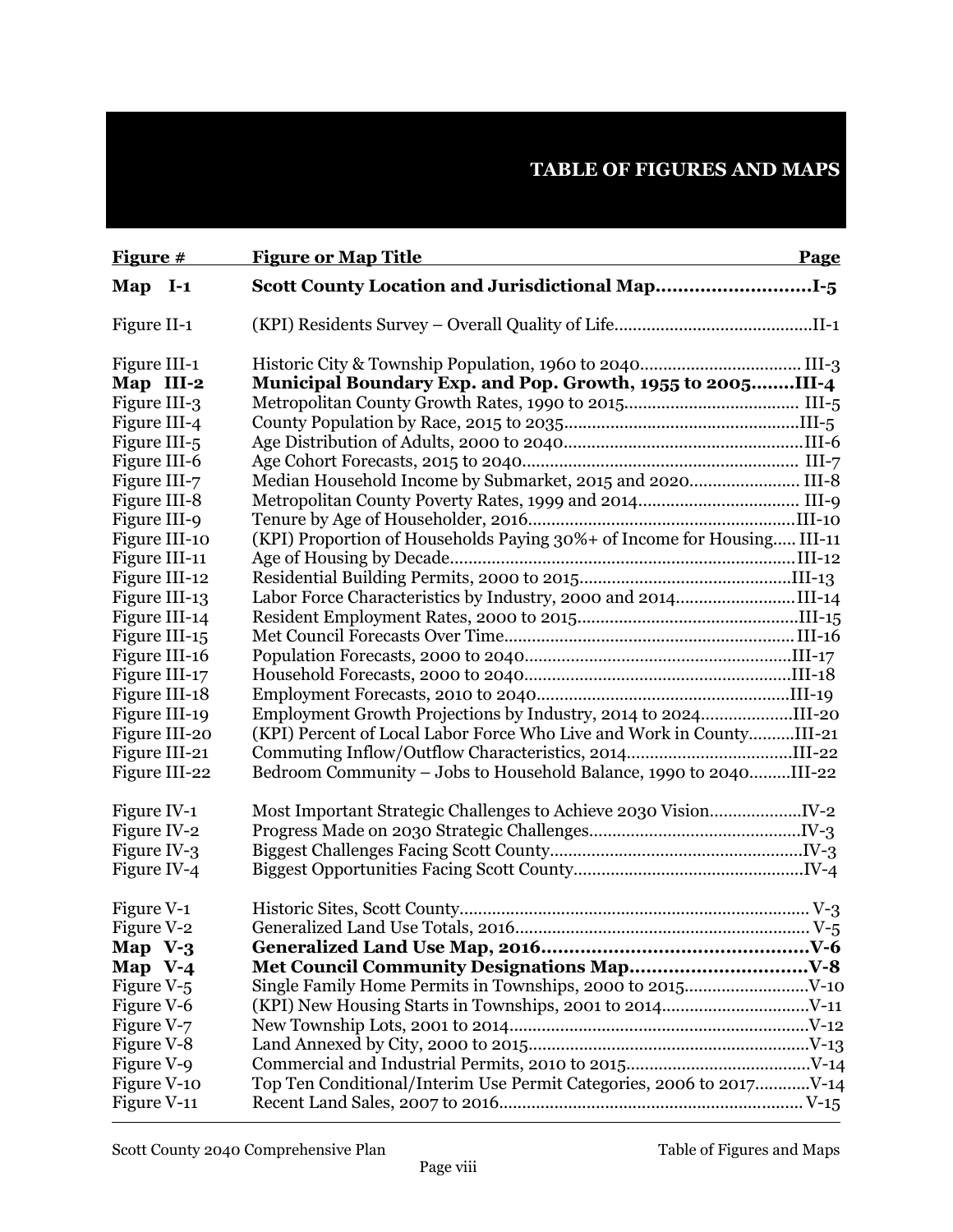# TABLE OF FIGURES AND MAPS

| Figure # | Figure or Map Title | Page |
|---|---|---|
| **Map I-1** | **Scott County Location and Jurisdictional Map** | **I-5** |
| Figure II-1 | (KPI) Residents Survey – Overall Quality of Life | II-1 |
| Figure III-1 | Historic City & Township Population, 1960 to 2040 | III-3 |
| **Map III-2** | **Municipal Boundary Exp. and Pop. Growth, 1955 to 2005** | **III-4** |
| Figure III-3 | Metropolitan County Growth Rates, 1990 to 2015 | III-5 |
| Figure III-4 | County Population by Race, 2015 to 2035 | III-5 |
| Figure III-5 | Age Distribution of Adults, 2000 to 2040 | III-6 |
| Figure III-6 | Age Cohort Forecasts, 2015 to 2040 | III-7 |
| Figure III-7 | Median Household Income by Submarket, 2015 and 2020 | III-8 |
| Figure III-8 | Metropolitan County Poverty Rates, 1999 and 2014 | III-9 |
| Figure III-9 | Tenure by Age of Householder, 2016 | III-10 |
| Figure III-10 | (KPI) Proportion of Households Paying 30%+ of Income for Housing | III-11 |
| Figure III-11 | Age of Housing by Decade | III-12 |
| Figure III-12 | Residential Building Permits, 2000 to 2015 | III-13 |
| Figure III-13 | Labor Force Characteristics by Industry, 2000 and 2014 | III-14 |
| Figure III-14 | Resident Employment Rates, 2000 to 2015 | III-15 |
| Figure III-15 | Met Council Forecasts Over Time | III-16 |
| Figure III-16 | Population Forecasts, 2000 to 2040 | III-17 |
| Figure III-17 | Household Forecasts, 2000 to 2040 | III-18 |
| Figure III-18 | Employment Forecasts, 2010 to 2040 | III-19 |
| Figure III-19 | Employment Growth Projections by Industry, 2014 to 2024 | III-20 |
| Figure III-20 | (KPI) Percent of Local Labor Force Who Live and Work in County | III-21 |
| Figure III-21 | Commuting Inflow/Outflow Characteristics, 2014 | III-22 |
| Figure III-22 | Bedroom Community – Jobs to Household Balance, 1990 to 2040 | III-22 |
| Figure IV-1 | Most Important Strategic Challenges to Achieve 2030 Vision | IV-2 |
| Figure IV-2 | Progress Made on 2030 Strategic Challenges | IV-3 |
| Figure IV-3 | Biggest Challenges Facing Scott County | IV-3 |
| Figure IV-4 | Biggest Opportunities Facing Scott County | IV-4 |
| Figure V-1 | Historic Sites, Scott County | V-3 |
| Figure V-2 | Generalized Land Use Totals, 2016 | V-5 |
| **Map V-3** | **Generalized Land Use Map, 2016** | **V-6** |
| **Map V-4** | **Met Council Community Designations Map** | **V-8** |
| Figure V-5 | Single Family Home Permits in Townships, 2000 to 2015 | V-10 |
| Figure V-6 | (KPI) New Housing Starts in Townships, 2001 to 2014 | V-11 |
| Figure V-7 | New Township Lots, 2001 to 2014 | V-12 |
| Figure V-8 | Land Annexed by City, 2000 to 2015 | V-13 |
| Figure V-9 | Commercial and Industrial Permits, 2010 to 2015 | V-14 |
| Figure V-10 | Top Ten Conditional/Interim Use Permit Categories, 2006 to 2017 | V-14 |
| Figure V-11 | Recent Land Sales, 2007 to 2016 | V-15 |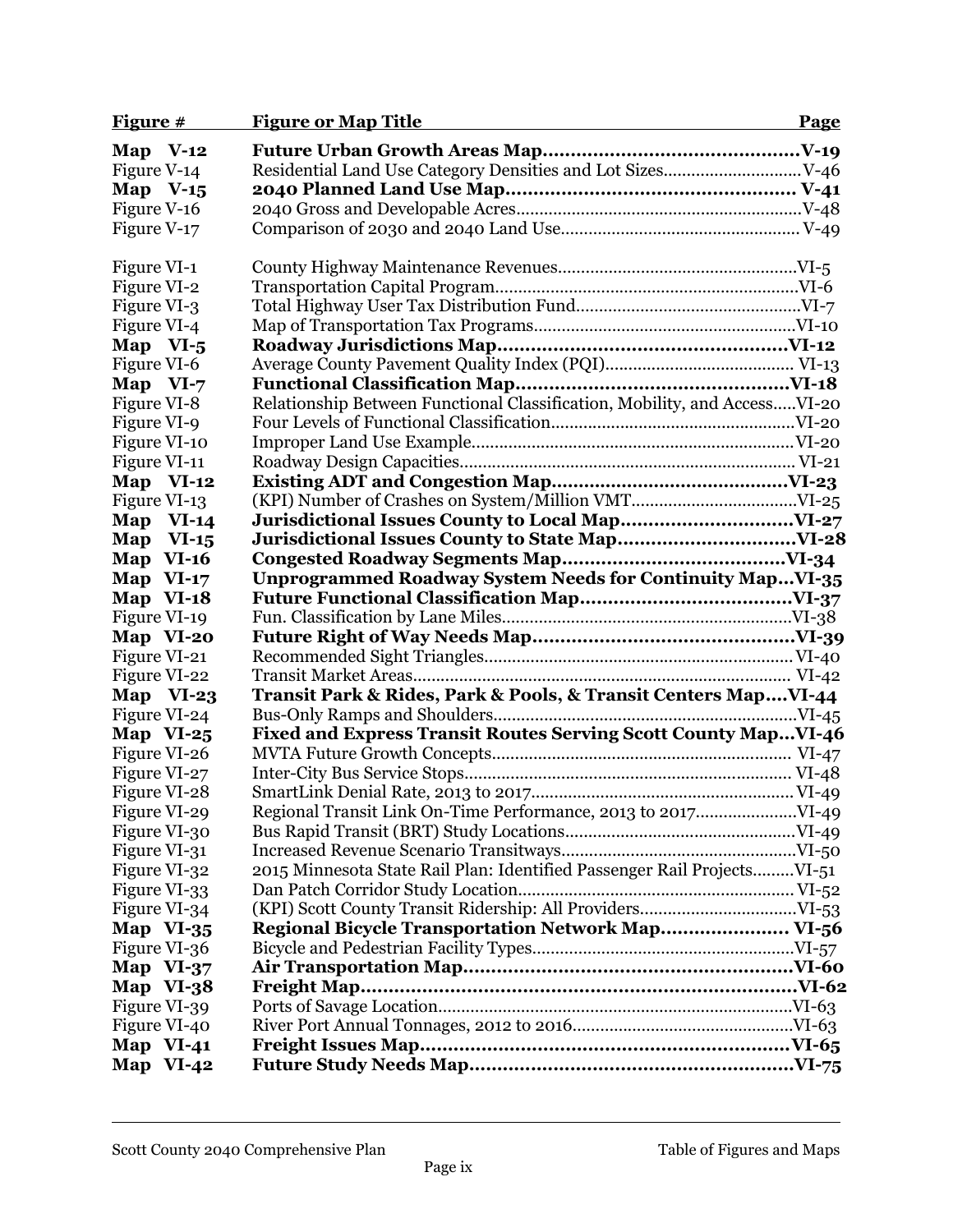| Figure # | Figure or Map Title | Page |
|---|---|---|
| **Map V-12** | **Future Urban Growth Areas Map** | **V-19** |
| Figure V-14 | Residential Land Use Category Densities and Lot Sizes | V-46 |
| **Map V-15** | **2040 Planned Land Use Map** | **V-41** |
| Figure V-16 | 2040 Gross and Developable Acres | V-48 |
| Figure V-17 | Comparison of 2030 and 2040 Land Use | V-49 |
| Figure VI-1 | County Highway Maintenance Revenues | VI-5 |
| Figure VI-2 | Transportation Capital Program | VI-6 |
| Figure VI-3 | Total Highway User Tax Distribution Fund | VI-7 |
| Figure VI-4 | Map of Transportation Tax Programs | VI-10 |
| **Map VI-5** | **Roadway Jurisdictions Map** | **VI-12** |
| Figure VI-6 | Average County Pavement Quality Index (PQI) | VI-13 |
| **Map VI-7** | **Functional Classification Map** | **VI-18** |
| Figure VI-8 | Relationship Between Functional Classification, Mobility, and Access | VI-20 |
| Figure VI-9 | Four Levels of Functional Classification | VI-20 |
| Figure VI-10 | Improper Land Use Example | VI-20 |
| Figure VI-11 | Roadway Design Capacities | VI-21 |
| **Map VI-12** | **Existing ADT and Congestion Map** | **VI-23** |
| Figure VI-13 | (KPI) Number of Crashes on System/Million VMT | VI-25 |
| **Map VI-14** | **Jurisdictional Issues County to Local Map** | **VI-27** |
| **Map VI-15** | **Jurisdictional Issues County to State Map** | **VI-28** |
| **Map VI-16** | **Congested Roadway Segments Map** | **VI-34** |
| **Map VI-17** | **Unprogrammed Roadway System Needs for Continuity Map** | **VI-35** |
| **Map VI-18** | **Future Functional Classification Map** | **VI-37** |
| Figure VI-19 | Fun. Classification by Lane Miles | VI-38 |
| **Map VI-20** | **Future Right of Way Needs Map** | **VI-39** |
| Figure VI-21 | Recommended Sight Triangles | VI-40 |
| Figure VI-22 | Transit Market Areas | VI-42 |
| **Map VI-23** | **Transit Park & Rides, Park & Pools, & Transit Centers Map** | **VI-44** |
| Figure VI-24 | Bus-Only Ramps and Shoulders | VI-45 |
| **Map VI-25** | **Fixed and Express Transit Routes Serving Scott County Map** | **VI-46** |
| Figure VI-26 | MVTA Future Growth Concepts | VI-47 |
| Figure VI-27 | Inter-City Bus Service Stops | VI-48 |
| Figure VI-28 | SmartLink Denial Rate, 2013 to 2017 | VI-49 |
| Figure VI-29 | Regional Transit Link On-Time Performance, 2013 to 2017 | VI-49 |
| Figure VI-30 | Bus Rapid Transit (BRT) Study Locations | VI-49 |
| Figure VI-31 | Increased Revenue Scenario Transitways | VI-50 |
| Figure VI-32 | 2015 Minnesota State Rail Plan: Identified Passenger Rail Projects | VI-51 |
| Figure VI-33 | Dan Patch Corridor Study Location | VI-52 |
| Figure VI-34 | (KPI) Scott County Transit Ridership: All Providers | VI-53 |
| **Map VI-35** | **Regional Bicycle Transportation Network Map** | **VI-56** |
| Figure VI-36 | Bicycle and Pedestrian Facility Types | VI-57 |
| **Map VI-37** | **Air Transportation Map** | **VI-60** |
| **Map VI-38** | **Freight Map** | **VI-62** |
| Figure VI-39 | Ports of Savage Location | VI-63 |
| Figure VI-40 | River Port Annual Tonnages, 2012 to 2016 | VI-63 |
| **Map VI-41** | **Freight Issues Map** | **VI-65** |
| **Map VI-42** | **Future Study Needs Map** | **VI-75** |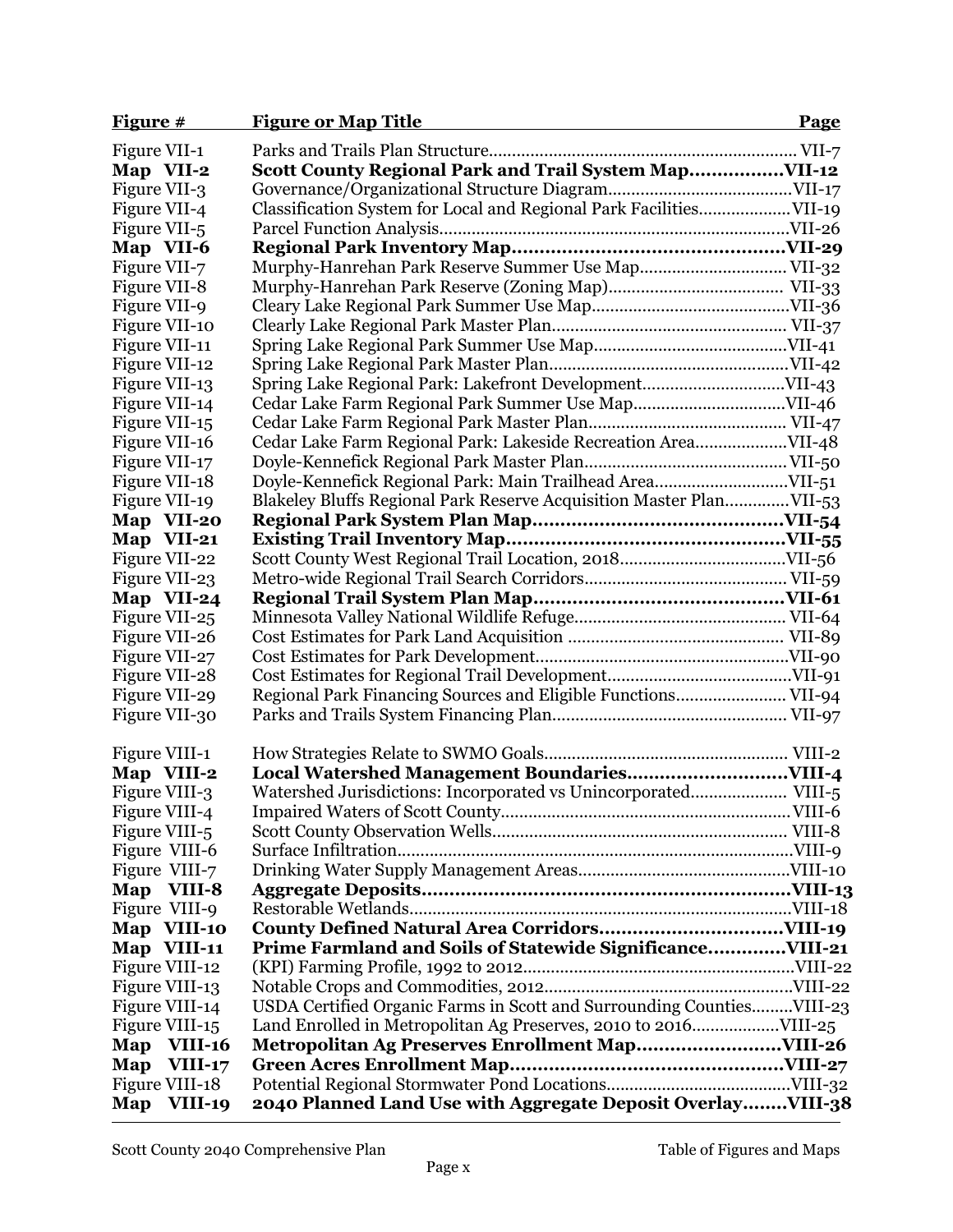| Figure # | Figure or Map Title | Page |
|---|---|---|
| Figure VII-1 | Parks and Trails Plan Structure | VII-7 |
| **Map VII-2** | **Scott County Regional Park and Trail System Map** | **VII-12** |
| Figure VII-3 | Governance/Organizational Structure Diagram | VII-17 |
| Figure VII-4 | Classification System for Local and Regional Park Facilities | VII-19 |
| Figure VII-5 | Parcel Function Analysis | VII-26 |
| **Map VII-6** | **Regional Park Inventory Map** | **VII-29** |
| Figure VII-7 | Murphy-Hanrehan Park Reserve Summer Use Map | VII-32 |
| Figure VII-8 | Murphy-Hanrehan Park Reserve (Zoning Map) | VII-33 |
| Figure VII-9 | Cleary Lake Regional Park Summer Use Map | VII-36 |
| Figure VII-10 | Clearly Lake Regional Park Master Plan | VII-37 |
| Figure VII-11 | Spring Lake Regional Park Summer Use Map | VII-41 |
| Figure VII-12 | Spring Lake Regional Park Master Plan | VII-42 |
| Figure VII-13 | Spring Lake Regional Park: Lakefront Development | VII-43 |
| Figure VII-14 | Cedar Lake Farm Regional Park Summer Use Map | VII-46 |
| Figure VII-15 | Cedar Lake Farm Regional Park Master Plan | VII-47 |
| Figure VII-16 | Cedar Lake Farm Regional Park: Lakeside Recreation Area | VII-48 |
| Figure VII-17 | Doyle-Kennefick Regional Park Master Plan | VII-50 |
| Figure VII-18 | Doyle-Kennefick Regional Park: Main Trailhead Area | VII-51 |
| Figure VII-19 | Blakeley Bluffs Regional Park Reserve Acquisition Master Plan | VII-53 |
| **Map VII-20** | **Regional Park System Plan Map** | **VII-54** |
| **Map VII-21** | **Existing Trail Inventory Map** | **VII-55** |
| Figure VII-22 | Scott County West Regional Trail Location, 2018 | VII-56 |
| Figure VII-23 | Metro-wide Regional Trail Search Corridors | VII-59 |
| **Map VII-24** | **Regional Trail System Plan Map** | **VII-61** |
| Figure VII-25 | Minnesota Valley National Wildlife Refuge | VII-64 |
| Figure VII-26 | Cost Estimates for Park Land Acquisition | VII-89 |
| Figure VII-27 | Cost Estimates for Park Development | VII-90 |
| Figure VII-28 | Cost Estimates for Regional Trail Development | VII-91 |
| Figure VII-29 | Regional Park Financing Sources and Eligible Functions | VII-94 |
| Figure VII-30 | Parks and Trails System Financing Plan | VII-97 |
| Figure VIII-1 | How Strategies Relate to SWMO Goals | VIII-2 |
| **Map VIII-2** | **Local Watershed Management Boundaries** | **VIII-4** |
| Figure VIII-3 | Watershed Jurisdictions: Incorporated vs Unincorporated | VIII-5 |
| Figure VIII-4 | Impaired Waters of Scott County | VIII-6 |
| Figure VIII-5 | Scott County Observation Wells | VIII-8 |
| Figure VIII-6 | Surface Infiltration | VIII-9 |
| Figure VIII-7 | Drinking Water Supply Management Areas | VIII-10 |
| **Map VIII-8** | **Aggregate Deposits** | **VIII-13** |
| Figure VIII-9 | Restorable Wetlands | VIII-18 |
| **Map VIII-10** | **County Defined Natural Area Corridors** | **VIII-19** |
| **Map VIII-11** | **Prime Farmland and Soils of Statewide Significance** | **VIII-21** |
| Figure VIII-12 | (KPI) Farming Profile, 1992 to 2012 | VIII-22 |
| Figure VIII-13 | Notable Crops and Commodities, 2012 | VIII-22 |
| Figure VIII-14 | USDA Certified Organic Farms in Scott and Surrounding Counties | VIII-23 |
| Figure VIII-15 | Land Enrolled in Metropolitan Ag Preserves, 2010 to 2016 | VIII-25 |
| **Map VIII-16** | **Metropolitan Ag Preserves Enrollment Map** | **VIII-26** |
| **Map VIII-17** | **Green Acres Enrollment Map** | **VIII-27** |
| Figure VIII-18 | Potential Regional Stormwater Pond Locations | VIII-32 |
| **Map VIII-19** | **2040 Planned Land Use with Aggregate Deposit Overlay** | **VIII-38** |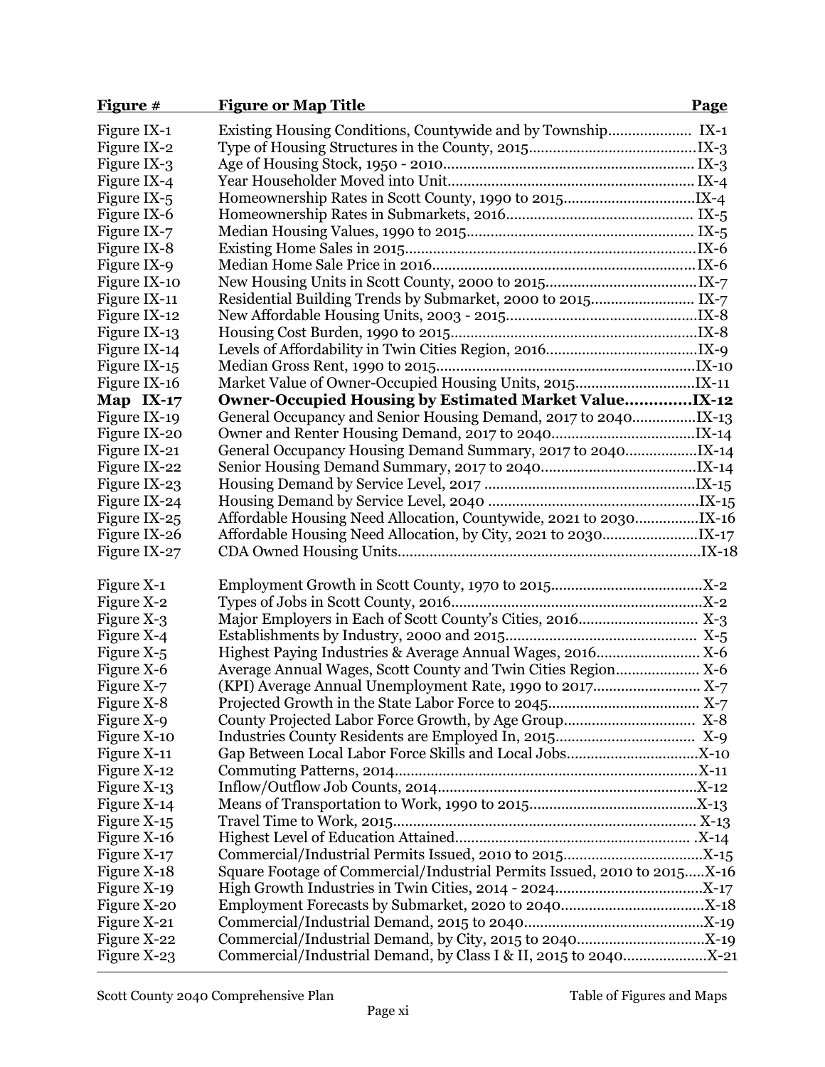| Figure # | Figure or Map Title | Page |
|---|---|---|
| Figure IX-1 | Existing Housing Conditions, Countywide and by Township | IX-1 |
| Figure IX-2 | Type of Housing Structures in the County, 2015 | IX-3 |
| Figure IX-3 | Age of Housing Stock, 1950 - 2010 | IX-3 |
| Figure IX-4 | Year Householder Moved into Unit | IX-4 |
| Figure IX-5 | Homeownership Rates in Scott County, 1990 to 2015 | IX-4 |
| Figure IX-6 | Homeownership Rates in Submarkets, 2016 | IX-5 |
| Figure IX-7 | Median Housing Values, 1990 to 2015 | IX-5 |
| Figure IX-8 | Existing Home Sales in 2015 | IX-6 |
| Figure IX-9 | Median Home Sale Price in 2016 | IX-6 |
| Figure IX-10 | New Housing Units in Scott County, 2000 to 2015 | IX-7 |
| Figure IX-11 | Residential Building Trends by Submarket, 2000 to 2015 | IX-7 |
| Figure IX-12 | New Affordable Housing Units, 2003 - 2015 | IX-8 |
| Figure IX-13 | Housing Cost Burden, 1990 to 2015 | IX-8 |
| Figure IX-14 | Levels of Affordability in Twin Cities Region, 2016 | IX-9 |
| Figure IX-15 | Median Gross Rent, 1990 to 2015 | IX-10 |
| Figure IX-16 | Market Value of Owner-Occupied Housing Units, 2015 | IX-11 |
| **Map IX-17** | **Owner-Occupied Housing by Estimated Market Value** | **IX-12** |
| Figure IX-19 | General Occupancy and Senior Housing Demand, 2017 to 2040 | IX-13 |
| Figure IX-20 | Owner and Renter Housing Demand, 2017 to 2040 | IX-14 |
| Figure IX-21 | General Occupancy Housing Demand Summary, 2017 to 2040 | IX-14 |
| Figure IX-22 | Senior Housing Demand Summary, 2017 to 2040 | IX-14 |
| Figure IX-23 | Housing Demand by Service Level, 2017 | IX-15 |
| Figure IX-24 | Housing Demand by Service Level, 2040 | IX-15 |
| Figure IX-25 | Affordable Housing Need Allocation, Countywide, 2021 to 2030 | IX-16 |
| Figure IX-26 | Affordable Housing Need Allocation, by City, 2021 to 2030 | IX-17 |
| Figure IX-27 | CDA Owned Housing Units | IX-18 |
| Figure X-1 | Employment Growth in Scott County, 1970 to 2015 | X-2 |
| Figure X-2 | Types of Jobs in Scott County, 2016 | X-2 |
| Figure X-3 | Major Employers in Each of Scott County's Cities, 2016 | X-3 |
| Figure X-4 | Establishments by Industry, 2000 and 2015 | X-5 |
| Figure X-5 | Highest Paying Industries & Average Annual Wages, 2016 | X-6 |
| Figure X-6 | Average Annual Wages, Scott County and Twin Cities Region | X-6 |
| Figure X-7 | (KPI) Average Annual Unemployment Rate, 1990 to 2017 | X-7 |
| Figure X-8 | Projected Growth in the State Labor Force to 2045 | X-7 |
| Figure X-9 | County Projected Labor Force Growth, by Age Group | X-8 |
| Figure X-10 | Industries County Residents are Employed In, 2015 | X-9 |
| Figure X-11 | Gap Between Local Labor Force Skills and Local Jobs | X-10 |
| Figure X-12 | Commuting Patterns, 2014 | X-11 |
| Figure X-13 | Inflow/Outflow Job Counts, 2014 | X-12 |
| Figure X-14 | Means of Transportation to Work, 1990 to 2015 | X-13 |
| Figure X-15 | Travel Time to Work, 2015 | X-13 |
| Figure X-16 | Highest Level of Education Attained | X-14 |
| Figure X-17 | Commercial/Industrial Permits Issued, 2010 to 2015 | X-15 |
| Figure X-18 | Square Footage of Commercial/Industrial Permits Issued, 2010 to 2015 | X-16 |
| Figure X-19 | High Growth Industries in Twin Cities, 2014 - 2024 | X-17 |
| Figure X-20 | Employment Forecasts by Submarket, 2020 to 2040 | X-18 |
| Figure X-21 | Commercial/Industrial Demand, 2015 to 2040 | X-19 |
| Figure X-22 | Commercial/Industrial Demand, by City, 2015 to 2040 | X-19 |
| Figure X-23 | Commercial/Industrial Demand, by Class I & II, 2015 to 2040 | X-21 |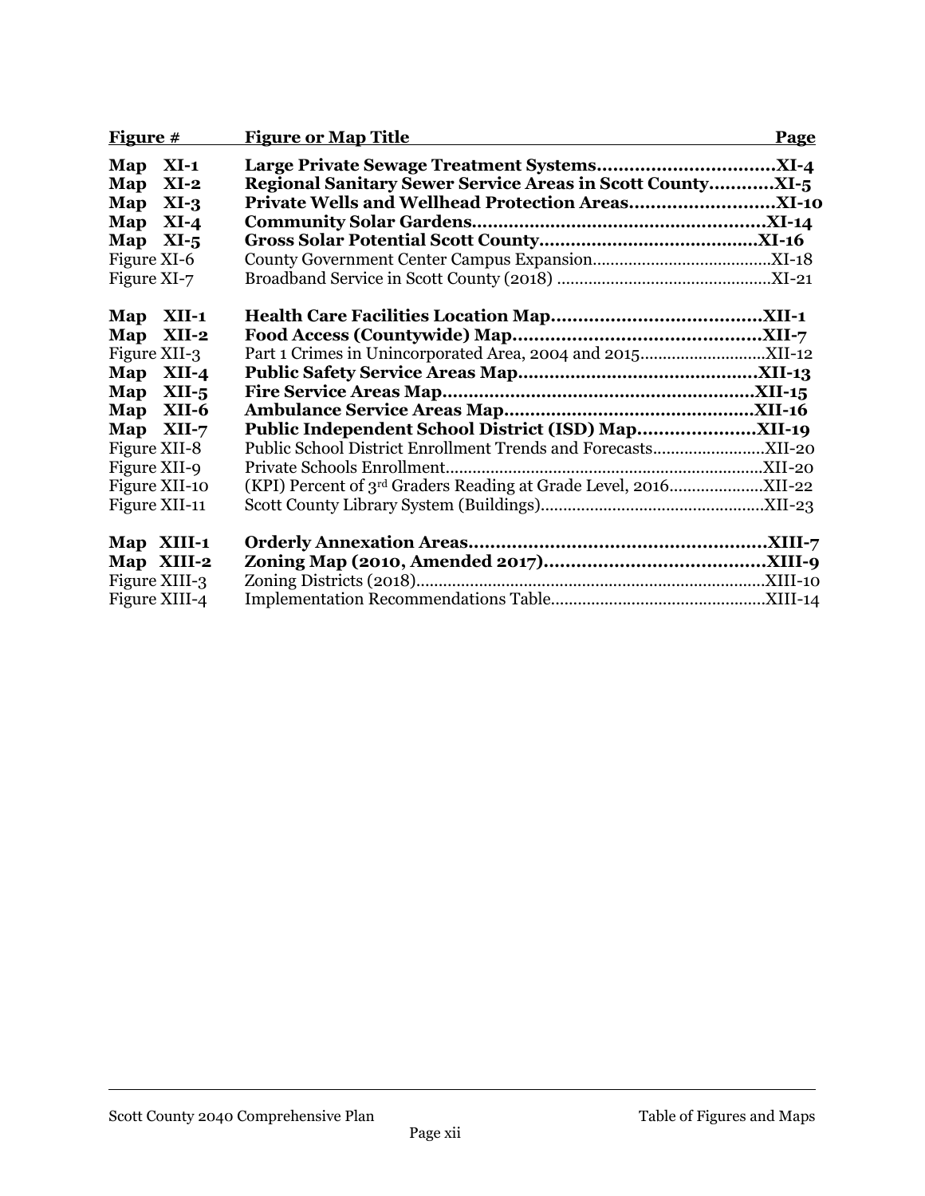| Figure # | Figure or Map Title | Page |
|---|---|---|
| **Map XI-1** | **Large Private Sewage Treatment Systems** | **XI-4** |
| **Map XI-2** | **Regional Sanitary Sewer Service Areas in Scott County** | **XI-5** |
| **Map XI-3** | **Private Wells and Wellhead Protection Areas** | **XI-10** |
| **Map XI-4** | **Community Solar Gardens** | **XI-14** |
| **Map XI-5** | **Gross Solar Potential Scott County** | **XI-16** |
| Figure XI-6 | County Government Center Campus Expansion | XI-18 |
| Figure XI-7 | Broadband Service in Scott County (2018) | XI-21 |
| **Map XII-1** | **Health Care Facilities Location Map** | **XII-1** |
| **Map XII-2** | **Food Access (Countywide) Map** | **XII-7** |
| Figure XII-3 | Part 1 Crimes in Unincorporated Area, 2004 and 2015 | XII-12 |
| **Map XII-4** | **Public Safety Service Areas Map** | **XII-13** |
| **Map XII-5** | **Fire Service Areas Map** | **XII-15** |
| **Map XII-6** | **Ambulance Service Areas Map** | **XII-16** |
| **Map XII-7** | **Public Independent School District (ISD) Map** | **XII-19** |
| Figure XII-8 | Public School District Enrollment Trends and Forecasts | XII-20 |
| Figure XII-9 | Private Schools Enrollment | XII-20 |
| Figure XII-10 | (KPI) Percent of 3rd Graders Reading at Grade Level, 2016 | XII-22 |
| Figure XII-11 | Scott County Library System (Buildings) | XII-23 |
| **Map XIII-1** | **Orderly Annexation Areas** | **XIII-7** |
| **Map XIII-2** | **Zoning Map (2010, Amended 2017)** | **XIII-9** |
| Figure XIII-3 | Zoning Districts (2018) | XIII-10 |
| Figure XIII-4 | Implementation Recommendations Table | XIII-14 |